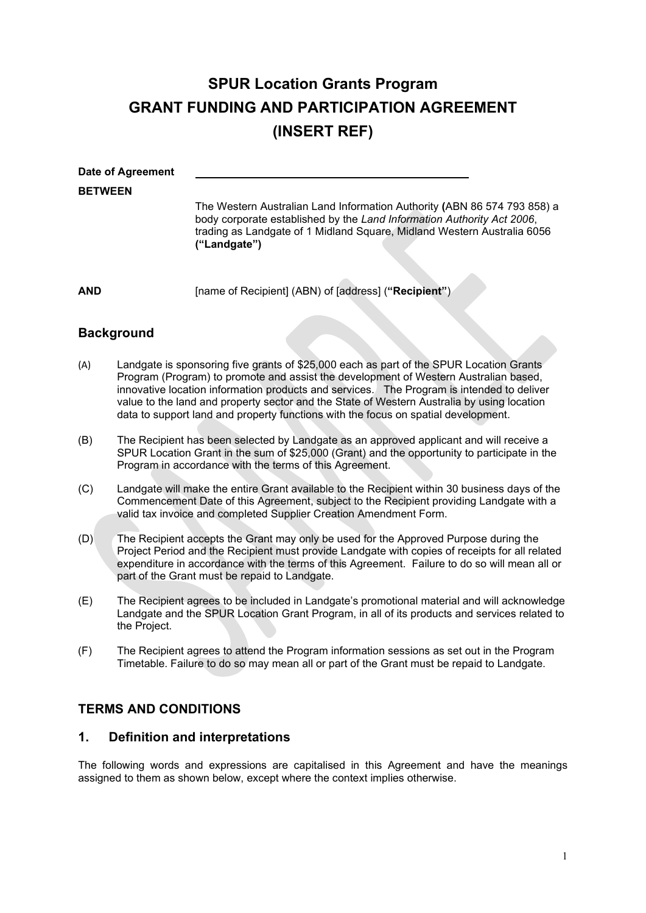# SPUR Location Grants Program
# GRANT FUNDING AND PARTICIPATION AGREEMENT
# (INSERT REF)

**Date of Agreement** ______________________________

**BETWEEN**

The Western Australian Land Information Authority **(**ABN 86 574 793 858) a body corporate established by the *Land Information Authority Act 2006*, trading as Landgate of 1 Midland Square, Midland Western Australia 6056 **("Landgate")**

**AND** [name of Recipient] (ABN) of [address] (**"Recipient"**)

## Background

(A) Landgate is sponsoring five grants of $25,000 each as part of the SPUR Location Grants Program (Program) to promote and assist the development of Western Australian based, innovative location information products and services. The Program is intended to deliver value to the land and property sector and the State of Western Australia by using location data to support land and property functions with the focus on spatial development.

(B) The Recipient has been selected by Landgate as an approved applicant and will receive a SPUR Location Grant in the sum of $25,000 (Grant) and the opportunity to participate in the Program in accordance with the terms of this Agreement.

(C) Landgate will make the entire Grant available to the Recipient within 30 business days of the Commencement Date of this Agreement, subject to the Recipient providing Landgate with a valid tax invoice and completed Supplier Creation Amendment Form.

(D) The Recipient accepts the Grant may only be used for the Approved Purpose during the Project Period and the Recipient must provide Landgate with copies of receipts for all related expenditure in accordance with the terms of this Agreement. Failure to do so will mean all or part of the Grant must be repaid to Landgate.

(E) The Recipient agrees to be included in Landgate's promotional material and will acknowledge Landgate and the SPUR Location Grant Program, in all of its products and services related to the Project.

(F) The Recipient agrees to attend the Program information sessions as set out in the Program Timetable. Failure to do so may mean all or part of the Grant must be repaid to Landgate.

## TERMS AND CONDITIONS

## 1. Definition and interpretations

The following words and expressions are capitalised in this Agreement and have the meanings assigned to them as shown below, except where the context implies otherwise.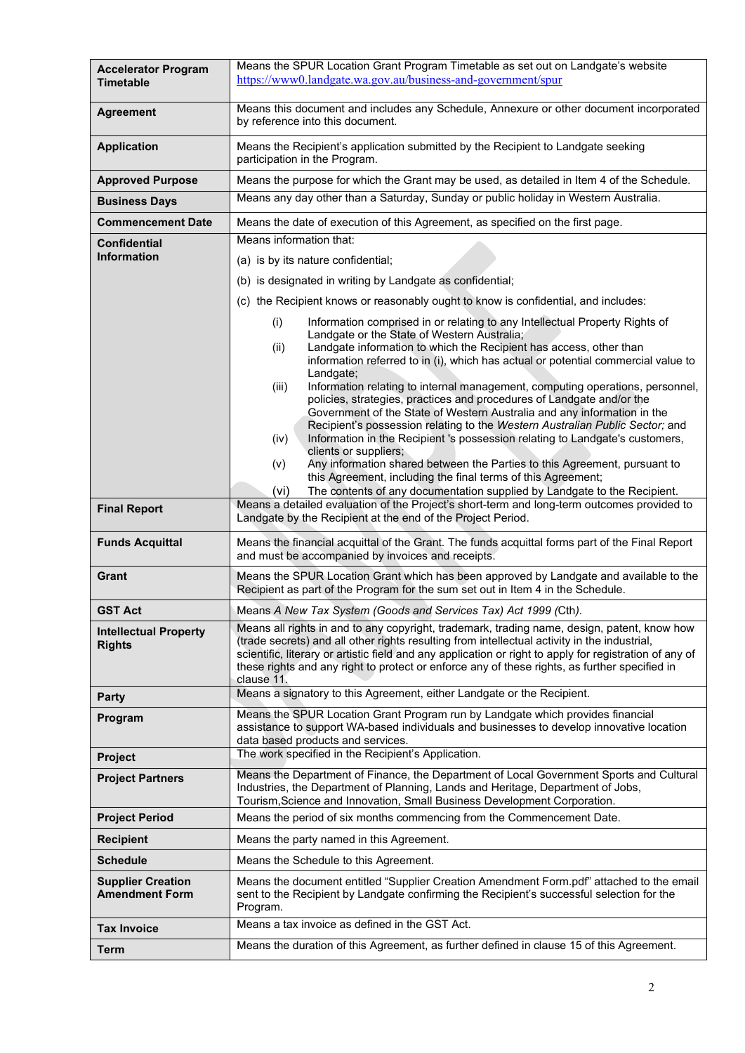| | |
|---|---|
| **Accelerator Program Timetable** | Means the SPUR Location Grant Program Timetable as set out on Landgate's website https://www0.landgate.wa.gov.au/business-and-government/spur |
| **Agreement** | Means this document and includes any Schedule, Annexure or other document incorporated by reference into this document. |
| **Application** | Means the Recipient's application submitted by the Recipient to Landgate seeking participation in the Program. |
| **Approved Purpose** | Means the purpose for which the Grant may be used, as detailed in Item 4 of the Schedule. |
| **Business Days** | Means any day other than a Saturday, Sunday or public holiday in Western Australia. |
| **Commencement Date** | Means the date of execution of this Agreement, as specified on the first page. |
| **Confidential Information** | Means information that:<br>(a) is by its nature confidential;<br>(b) is designated in writing by Landgate as confidential;<br>(c) the Recipient knows or reasonably ought to know is confidential, and includes:<br>(i) Information comprised in or relating to any Intellectual Property Rights of Landgate or the State of Western Australia;<br>(ii) Landgate information to which the Recipient has access, other than information referred to in (i), which has actual or potential commercial value to Landgate;<br>(iii) Information relating to internal management, computing operations, personnel, policies, strategies, practices and procedures of Landgate and/or the Government of the State of Western Australia and any information in the Recipient's possession relating to the *Western Australian Public Sector;* and<br>(iv) Information in the Recipient 's possession relating to Landgate's customers, clients or suppliers;<br>(v) Any information shared between the Parties to this Agreement, pursuant to this Agreement, including the final terms of this Agreement;<br>(vi) The contents of any documentation supplied by Landgate to the Recipient. |
| **Final Report** | Means a detailed evaluation of the Project's short-term and long-term outcomes provided to Landgate by the Recipient at the end of the Project Period. |
| **Funds Acquittal** | Means the financial acquittal of the Grant. The funds acquittal forms part of the Final Report and must be accompanied by invoices and receipts. |
| **Grant** | Means the SPUR Location Grant which has been approved by Landgate and available to the Recipient as part of the Program for the sum set out in Item 4 in the Schedule. |
| **GST Act** | Means *A New Tax System (Goods and Services Tax) Act 1999* (Cth). |
| **Intellectual Property Rights** | Means all rights in and to any copyright, trademark, trading name, design, patent, know how (trade secrets) and all other rights resulting from intellectual activity in the industrial, scientific, literary or artistic field and any application or right to apply for registration of any of these rights and any right to protect or enforce any of these rights, as further specified in clause 11. |
| **Party** | Means a signatory to this Agreement, either Landgate or the Recipient. |
| **Program** | Means the SPUR Location Grant Program run by Landgate which provides financial assistance to support WA-based individuals and businesses to develop innovative location data based products and services. |
| **Project** | The work specified in the Recipient's Application. |
| **Project Partners** | Means the Department of Finance, the Department of Local Government Sports and Cultural Industries, the Department of Planning, Lands and Heritage, Department of Jobs, Tourism,Science and Innovation, Small Business Development Corporation. |
| **Project Period** | Means the period of six months commencing from the Commencement Date. |
| **Recipient** | Means the party named in this Agreement. |
| **Schedule** | Means the Schedule to this Agreement. |
| **Supplier Creation Amendment Form** | Means the document entitled "Supplier Creation Amendment Form.pdf" attached to the email sent to the Recipient by Landgate confirming the Recipient's successful selection for the Program. |
| **Tax Invoice** | Means a tax invoice as defined in the GST Act. |
| **Term** | Means the duration of this Agreement, as further defined in clause 15 of this Agreement. |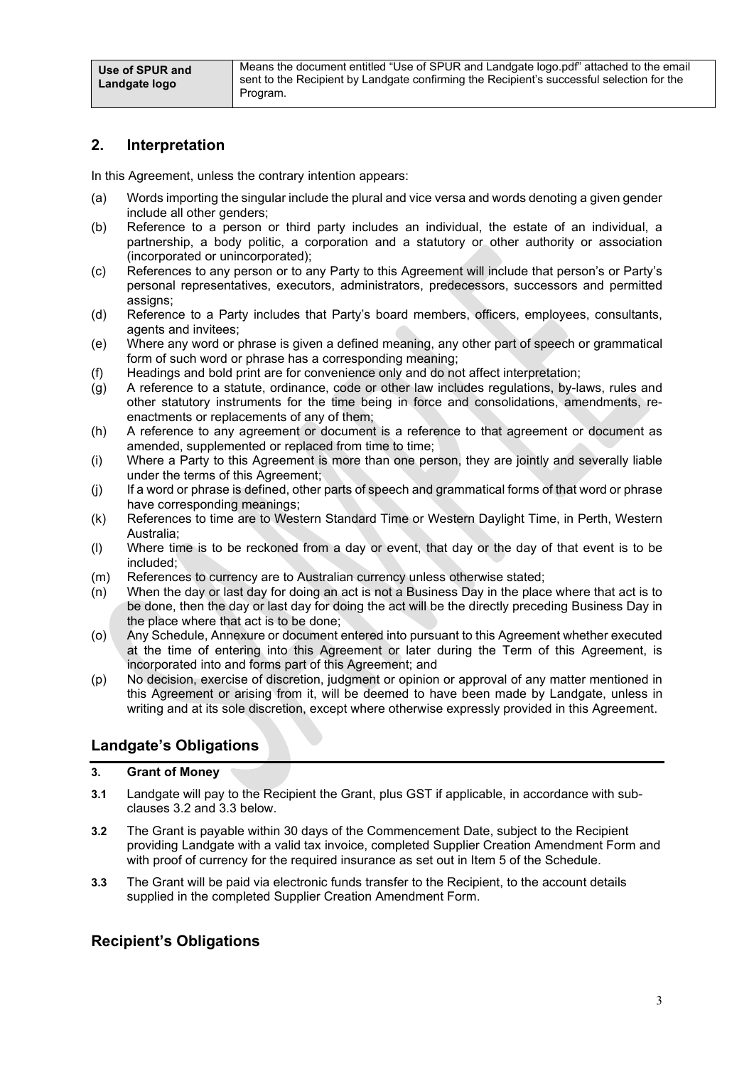| Use of SPUR and Landgate logo | Means the document entitled "Use of SPUR and Landgate logo.pdf" attached to the email sent to the Recipient by Landgate confirming the Recipient's successful selection for the Program. |
| --- | --- |

## 2. Interpretation

In this Agreement, unless the contrary intention appears:

(a) Words importing the singular include the plural and vice versa and words denoting a given gender include all other genders;

(b) Reference to a person or third party includes an individual, the estate of an individual, a partnership, a body politic, a corporation and a statutory or other authority or association (incorporated or unincorporated);

(c) References to any person or to any Party to this Agreement will include that person's or Party's personal representatives, executors, administrators, predecessors, successors and permitted assigns;

(d) Reference to a Party includes that Party's board members, officers, employees, consultants, agents and invitees;

(e) Where any word or phrase is given a defined meaning, any other part of speech or grammatical form of such word or phrase has a corresponding meaning;

(f) Headings and bold print are for convenience only and do not affect interpretation;

(g) A reference to a statute, ordinance, code or other law includes regulations, by-laws, rules and other statutory instruments for the time being in force and consolidations, amendments, re-enactments or replacements of any of them;

(h) A reference to any agreement or document is a reference to that agreement or document as amended, supplemented or replaced from time to time;

(i) Where a Party to this Agreement is more than one person, they are jointly and severally liable under the terms of this Agreement;

(j) If a word or phrase is defined, other parts of speech and grammatical forms of that word or phrase have corresponding meanings;

(k) References to time are to Western Standard Time or Western Daylight Time, in Perth, Western Australia;

(l) Where time is to be reckoned from a day or event, that day or the day of that event is to be included;

(m) References to currency are to Australian currency unless otherwise stated;

(n) When the day or last day for doing an act is not a Business Day in the place where that act is to be done, then the day or last day for doing the act will be the directly preceding Business Day in the place where that act is to be done;

(o) Any Schedule, Annexure or document entered into pursuant to this Agreement whether executed at the time of entering into this Agreement or later during the Term of this Agreement, is incorporated into and forms part of this Agreement; and

(p) No decision, exercise of discretion, judgment or opinion or approval of any matter mentioned in this Agreement or arising from it, will be deemed to have been made by Landgate, unless in writing and at its sole discretion, except where otherwise expressly provided in this Agreement.

## Landgate's Obligations

### 3. Grant of Money

**3.1** Landgate will pay to the Recipient the Grant, plus GST if applicable, in accordance with sub-clauses 3.2 and 3.3 below.

**3.2** The Grant is payable within 30 days of the Commencement Date, subject to the Recipient providing Landgate with a valid tax invoice, completed Supplier Creation Amendment Form and with proof of currency for the required insurance as set out in Item 5 of the Schedule.

**3.3** The Grant will be paid via electronic funds transfer to the Recipient, to the account details supplied in the completed Supplier Creation Amendment Form.

## Recipient's Obligations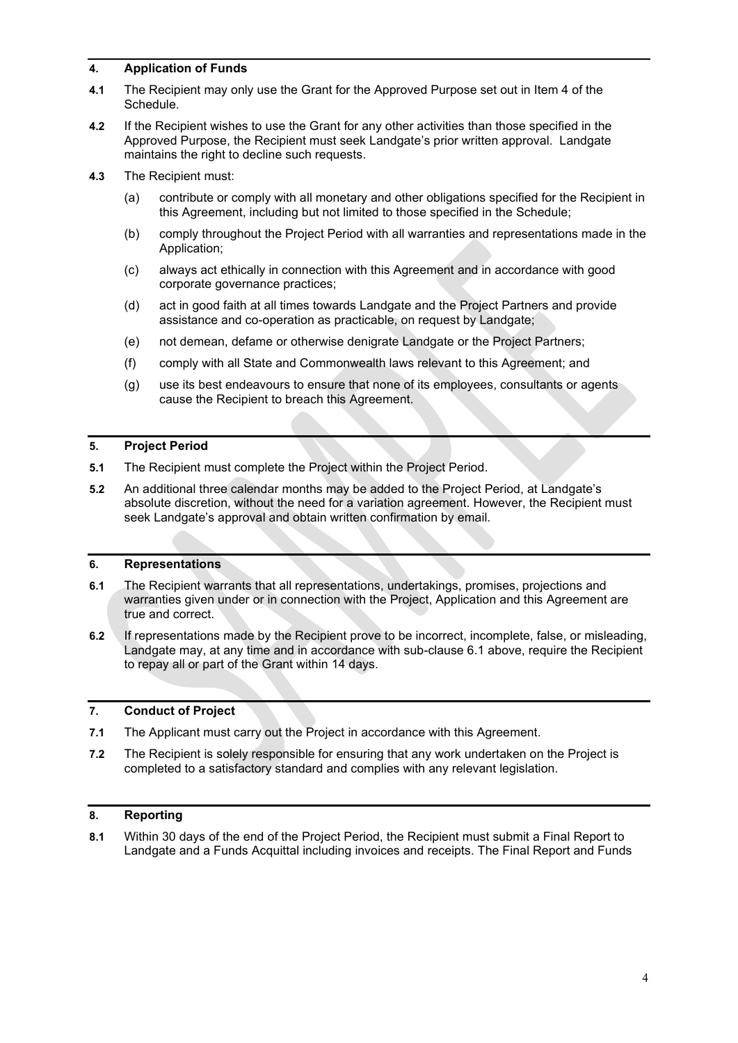## 4. Application of Funds

**4.1** The Recipient may only use the Grant for the Approved Purpose set out in Item 4 of the Schedule.

**4.2** If the Recipient wishes to use the Grant for any other activities than those specified in the Approved Purpose, the Recipient must seek Landgate's prior written approval. Landgate maintains the right to decline such requests.

**4.3** The Recipient must:

(a) contribute or comply with all monetary and other obligations specified for the Recipient in this Agreement, including but not limited to those specified in the Schedule;

(b) comply throughout the Project Period with all warranties and representations made in the Application;

(c) always act ethically in connection with this Agreement and in accordance with good corporate governance practices;

(d) act in good faith at all times towards Landgate and the Project Partners and provide assistance and co-operation as practicable, on request by Landgate;

(e) not demean, defame or otherwise denigrate Landgate or the Project Partners;

(f) comply with all State and Commonwealth laws relevant to this Agreement; and

(g) use its best endeavours to ensure that none of its employees, consultants or agents cause the Recipient to breach this Agreement.

## 5. Project Period

**5.1** The Recipient must complete the Project within the Project Period.

**5.2** An additional three calendar months may be added to the Project Period, at Landgate's absolute discretion, without the need for a variation agreement. However, the Recipient must seek Landgate's approval and obtain written confirmation by email.

## 6. Representations

**6.1** The Recipient warrants that all representations, undertakings, promises, projections and warranties given under or in connection with the Project, Application and this Agreement are true and correct.

**6.2** If representations made by the Recipient prove to be incorrect, incomplete, false, or misleading, Landgate may, at any time and in accordance with sub-clause 6.1 above, require the Recipient to repay all or part of the Grant within 14 days.

## 7. Conduct of Project

**7.1** The Applicant must carry out the Project in accordance with this Agreement.

**7.2** The Recipient is solely responsible for ensuring that any work undertaken on the Project is completed to a satisfactory standard and complies with any relevant legislation.

## 8. Reporting

**8.1** Within 30 days of the end of the Project Period, the Recipient must submit a Final Report to Landgate and a Funds Acquittal including invoices and receipts. The Final Report and Funds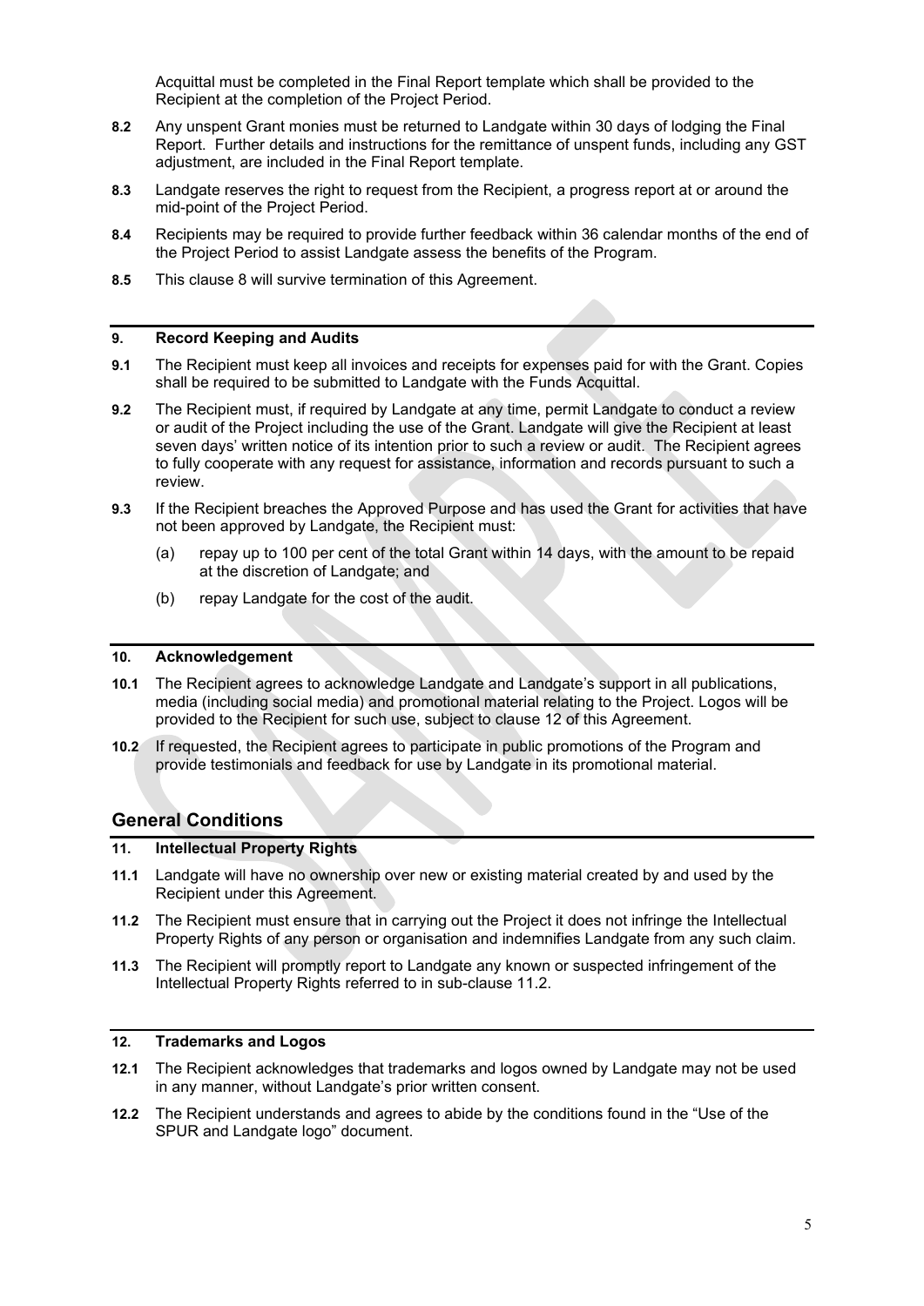Acquittal must be completed in the Final Report template which shall be provided to the Recipient at the completion of the Project Period.

**8.2** Any unspent Grant monies must be returned to Landgate within 30 days of lodging the Final Report. Further details and instructions for the remittance of unspent funds, including any GST adjustment, are included in the Final Report template.

**8.3** Landgate reserves the right to request from the Recipient, a progress report at or around the mid-point of the Project Period.

**8.4** Recipients may be required to provide further feedback within 36 calendar months of the end of the Project Period to assist Landgate assess the benefits of the Program.

**8.5** This clause 8 will survive termination of this Agreement.

### 9. Record Keeping and Audits

**9.1** The Recipient must keep all invoices and receipts for expenses paid for with the Grant. Copies shall be required to be submitted to Landgate with the Funds Acquittal.

**9.2** The Recipient must, if required by Landgate at any time, permit Landgate to conduct a review or audit of the Project including the use of the Grant. Landgate will give the Recipient at least seven days' written notice of its intention prior to such a review or audit. The Recipient agrees to fully cooperate with any request for assistance, information and records pursuant to such a review.

**9.3** If the Recipient breaches the Approved Purpose and has used the Grant for activities that have not been approved by Landgate, the Recipient must:

(a) repay up to 100 per cent of the total Grant within 14 days, with the amount to be repaid at the discretion of Landgate; and

(b) repay Landgate for the cost of the audit.

### 10. Acknowledgement

**10.1** The Recipient agrees to acknowledge Landgate and Landgate's support in all publications, media (including social media) and promotional material relating to the Project. Logos will be provided to the Recipient for such use, subject to clause 12 of this Agreement.

**10.2** If requested, the Recipient agrees to participate in public promotions of the Program and provide testimonials and feedback for use by Landgate in its promotional material.

## General Conditions

### 11. Intellectual Property Rights

**11.1** Landgate will have no ownership over new or existing material created by and used by the Recipient under this Agreement.

**11.2** The Recipient must ensure that in carrying out the Project it does not infringe the Intellectual Property Rights of any person or organisation and indemnifies Landgate from any such claim.

**11.3** The Recipient will promptly report to Landgate any known or suspected infringement of the Intellectual Property Rights referred to in sub-clause 11.2.

### 12. Trademarks and Logos

**12.1** The Recipient acknowledges that trademarks and logos owned by Landgate may not be used in any manner, without Landgate's prior written consent.

**12.2** The Recipient understands and agrees to abide by the conditions found in the "Use of the SPUR and Landgate logo" document.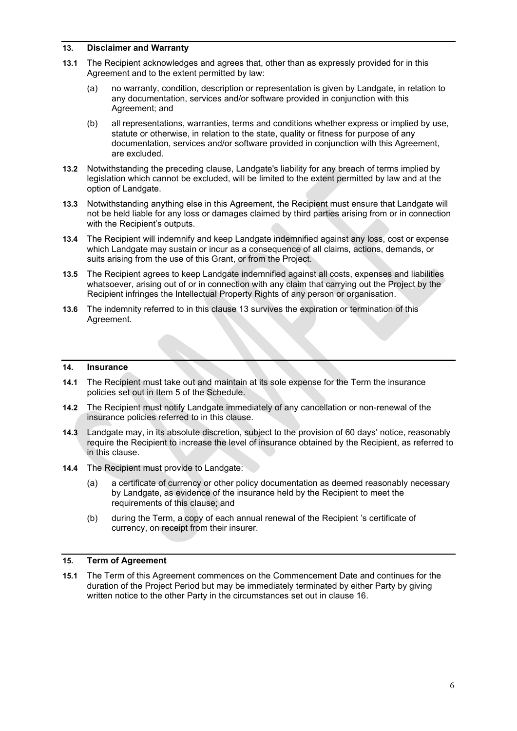## 13. Disclaimer and Warranty

**13.1** The Recipient acknowledges and agrees that, other than as expressly provided for in this Agreement and to the extent permitted by law:

(a) no warranty, condition, description or representation is given by Landgate, in relation to any documentation, services and/or software provided in conjunction with this Agreement; and

(b) all representations, warranties, terms and conditions whether express or implied by use, statute or otherwise, in relation to the state, quality or fitness for purpose of any documentation, services and/or software provided in conjunction with this Agreement, are excluded.

**13.2** Notwithstanding the preceding clause, Landgate's liability for any breach of terms implied by legislation which cannot be excluded, will be limited to the extent permitted by law and at the option of Landgate.

**13.3** Notwithstanding anything else in this Agreement, the Recipient must ensure that Landgate will not be held liable for any loss or damages claimed by third parties arising from or in connection with the Recipient's outputs.

**13.4** The Recipient will indemnify and keep Landgate indemnified against any loss, cost or expense which Landgate may sustain or incur as a consequence of all claims, actions, demands, or suits arising from the use of this Grant, or from the Project.

**13.5** The Recipient agrees to keep Landgate indemnified against all costs, expenses and liabilities whatsoever, arising out of or in connection with any claim that carrying out the Project by the Recipient infringes the Intellectual Property Rights of any person or organisation.

**13.6** The indemnity referred to in this clause 13 survives the expiration or termination of this Agreement.

## 14. Insurance

**14.1** The Recipient must take out and maintain at its sole expense for the Term the insurance policies set out in Item 5 of the Schedule.

**14.2** The Recipient must notify Landgate immediately of any cancellation or non-renewal of the insurance policies referred to in this clause.

**14.3** Landgate may, in its absolute discretion, subject to the provision of 60 days' notice, reasonably require the Recipient to increase the level of insurance obtained by the Recipient, as referred to in this clause.

**14.4** The Recipient must provide to Landgate:

(a) a certificate of currency or other policy documentation as deemed reasonably necessary by Landgate, as evidence of the insurance held by the Recipient to meet the requirements of this clause; and

(b) during the Term, a copy of each annual renewal of the Recipient 's certificate of currency, on receipt from their insurer.

## 15. Term of Agreement

**15.1** The Term of this Agreement commences on the Commencement Date and continues for the duration of the Project Period but may be immediately terminated by either Party by giving written notice to the other Party in the circumstances set out in clause 16.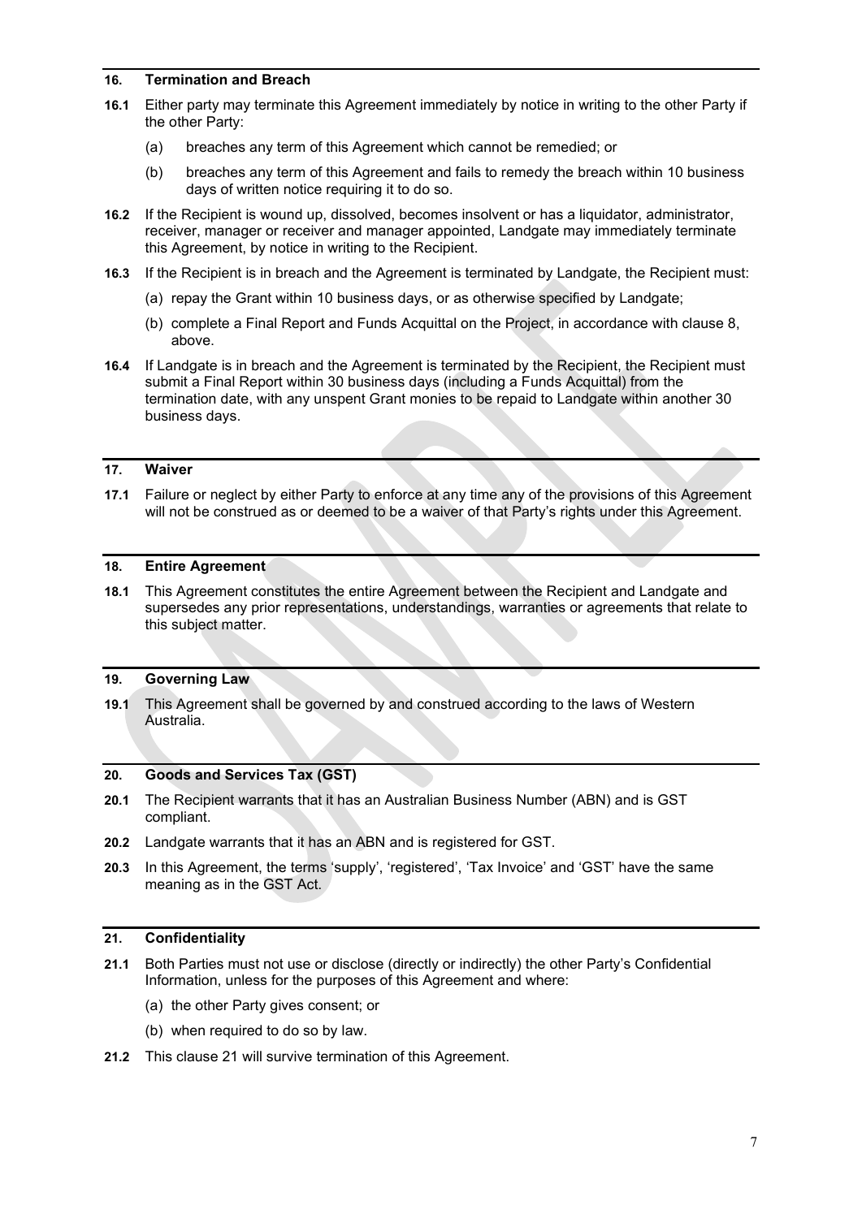## 16. Termination and Breach

**16.1** Either party may terminate this Agreement immediately by notice in writing to the other Party if the other Party:

(a) breaches any term of this Agreement which cannot be remedied; or

(b) breaches any term of this Agreement and fails to remedy the breach within 10 business days of written notice requiring it to do so.

**16.2** If the Recipient is wound up, dissolved, becomes insolvent or has a liquidator, administrator, receiver, manager or receiver and manager appointed, Landgate may immediately terminate this Agreement, by notice in writing to the Recipient.

**16.3** If the Recipient is in breach and the Agreement is terminated by Landgate, the Recipient must:

(a) repay the Grant within 10 business days, or as otherwise specified by Landgate;

(b) complete a Final Report and Funds Acquittal on the Project, in accordance with clause 8, above.

**16.4** If Landgate is in breach and the Agreement is terminated by the Recipient, the Recipient must submit a Final Report within 30 business days (including a Funds Acquittal) from the termination date, with any unspent Grant monies to be repaid to Landgate within another 30 business days.

## 17. Waiver

**17.1** Failure or neglect by either Party to enforce at any time any of the provisions of this Agreement will not be construed as or deemed to be a waiver of that Party's rights under this Agreement.

## 18. Entire Agreement

**18.1** This Agreement constitutes the entire Agreement between the Recipient and Landgate and supersedes any prior representations, understandings, warranties or agreements that relate to this subject matter.

## 19. Governing Law

**19.1** This Agreement shall be governed by and construed according to the laws of Western Australia.

## 20. Goods and Services Tax (GST)

**20.1** The Recipient warrants that it has an Australian Business Number (ABN) and is GST compliant.

**20.2** Landgate warrants that it has an ABN and is registered for GST.

**20.3** In this Agreement, the terms 'supply', 'registered', 'Tax Invoice' and 'GST' have the same meaning as in the GST Act.

## 21. Confidentiality

**21.1** Both Parties must not use or disclose (directly or indirectly) the other Party's Confidential Information, unless for the purposes of this Agreement and where:

(a) the other Party gives consent; or

(b) when required to do so by law.

**21.2** This clause 21 will survive termination of this Agreement.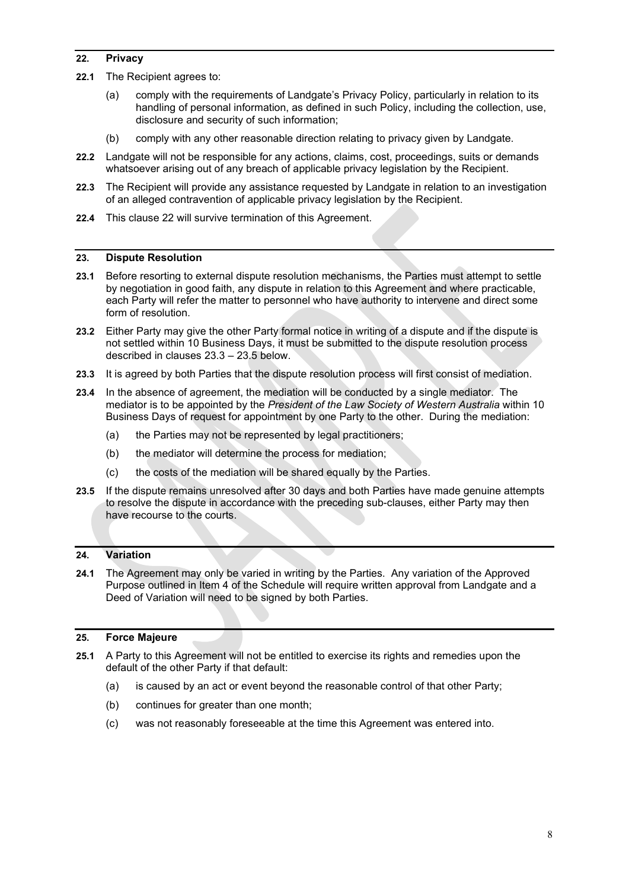## 22. Privacy

**22.1** The Recipient agrees to:

(a) comply with the requirements of Landgate's Privacy Policy, particularly in relation to its handling of personal information, as defined in such Policy, including the collection, use, disclosure and security of such information;

(b) comply with any other reasonable direction relating to privacy given by Landgate.

**22.2** Landgate will not be responsible for any actions, claims, cost, proceedings, suits or demands whatsoever arising out of any breach of applicable privacy legislation by the Recipient.

**22.3** The Recipient will provide any assistance requested by Landgate in relation to an investigation of an alleged contravention of applicable privacy legislation by the Recipient.

**22.4** This clause 22 will survive termination of this Agreement.

## 23. Dispute Resolution

**23.1** Before resorting to external dispute resolution mechanisms, the Parties must attempt to settle by negotiation in good faith, any dispute in relation to this Agreement and where practicable, each Party will refer the matter to personnel who have authority to intervene and direct some form of resolution.

**23.2** Either Party may give the other Party formal notice in writing of a dispute and if the dispute is not settled within 10 Business Days, it must be submitted to the dispute resolution process described in clauses 23.3 – 23.5 below.

**23.3** It is agreed by both Parties that the dispute resolution process will first consist of mediation.

**23.4** In the absence of agreement, the mediation will be conducted by a single mediator. The mediator is to be appointed by the *President of the Law Society of Western Australia* within 10 Business Days of request for appointment by one Party to the other. During the mediation:

(a) the Parties may not be represented by legal practitioners;

(b) the mediator will determine the process for mediation;

(c) the costs of the mediation will be shared equally by the Parties.

**23.5** If the dispute remains unresolved after 30 days and both Parties have made genuine attempts to resolve the dispute in accordance with the preceding sub-clauses, either Party may then have recourse to the courts.

## 24. Variation

**24.1** The Agreement may only be varied in writing by the Parties. Any variation of the Approved Purpose outlined in Item 4 of the Schedule will require written approval from Landgate and a Deed of Variation will need to be signed by both Parties.

## 25. Force Majeure

**25.1** A Party to this Agreement will not be entitled to exercise its rights and remedies upon the default of the other Party if that default:

(a) is caused by an act or event beyond the reasonable control of that other Party;

(b) continues for greater than one month;

(c) was not reasonably foreseeable at the time this Agreement was entered into.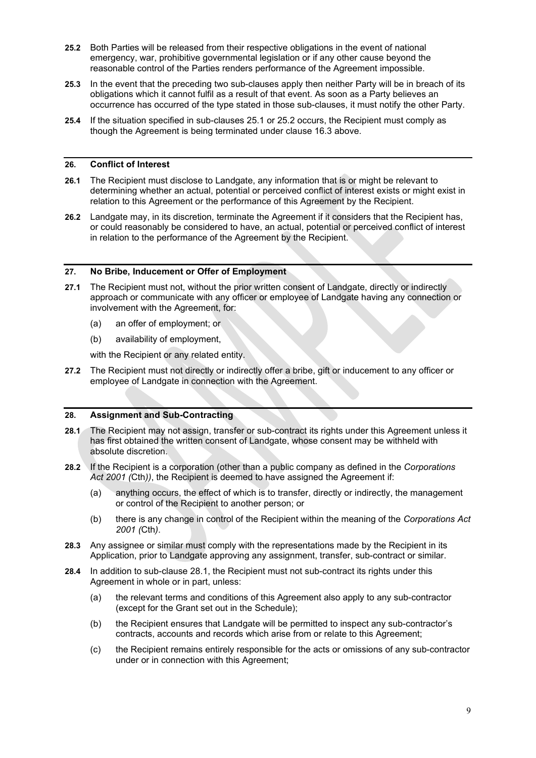**25.2** Both Parties will be released from their respective obligations in the event of national emergency, war, prohibitive governmental legislation or if any other cause beyond the reasonable control of the Parties renders performance of the Agreement impossible.

**25.3** In the event that the preceding two sub-clauses apply then neither Party will be in breach of its obligations which it cannot fulfil as a result of that event. As soon as a Party believes an occurrence has occurred of the type stated in those sub-clauses, it must notify the other Party.

**25.4** If the situation specified in sub-clauses 25.1 or 25.2 occurs, the Recipient must comply as though the Agreement is being terminated under clause 16.3 above.

## 26. Conflict of Interest

**26.1** The Recipient must disclose to Landgate, any information that is or might be relevant to determining whether an actual, potential or perceived conflict of interest exists or might exist in relation to this Agreement or the performance of this Agreement by the Recipient.

**26.2** Landgate may, in its discretion, terminate the Agreement if it considers that the Recipient has, or could reasonably be considered to have, an actual, potential or perceived conflict of interest in relation to the performance of the Agreement by the Recipient.

## 27. No Bribe, Inducement or Offer of Employment

**27.1** The Recipient must not, without the prior written consent of Landgate, directly or indirectly approach or communicate with any officer or employee of Landgate having any connection or involvement with the Agreement, for:

(a) an offer of employment; or

(b) availability of employment,

with the Recipient or any related entity.

**27.2** The Recipient must not directly or indirectly offer a bribe, gift or inducement to any officer or employee of Landgate in connection with the Agreement.

## 28. Assignment and Sub-Contracting

**28.1** The Recipient may not assign, transfer or sub-contract its rights under this Agreement unless it has first obtained the written consent of Landgate, whose consent may be withheld with absolute discretion.

**28.2** If the Recipient is a corporation (other than a public company as defined in the *Corporations Act 2001 (*Cth*))*, the Recipient is deemed to have assigned the Agreement if:

(a) anything occurs, the effect of which is to transfer, directly or indirectly, the management or control of the Recipient to another person; or

(b) there is any change in control of the Recipient within the meaning of the *Corporations Act 2001 (*Cth*)*.

**28.3** Any assignee or similar must comply with the representations made by the Recipient in its Application, prior to Landgate approving any assignment, transfer, sub-contract or similar.

**28.4** In addition to sub-clause 28.1, the Recipient must not sub-contract its rights under this Agreement in whole or in part, unless:

(a) the relevant terms and conditions of this Agreement also apply to any sub-contractor (except for the Grant set out in the Schedule);

(b) the Recipient ensures that Landgate will be permitted to inspect any sub-contractor's contracts, accounts and records which arise from or relate to this Agreement;

(c) the Recipient remains entirely responsible for the acts or omissions of any sub-contractor under or in connection with this Agreement;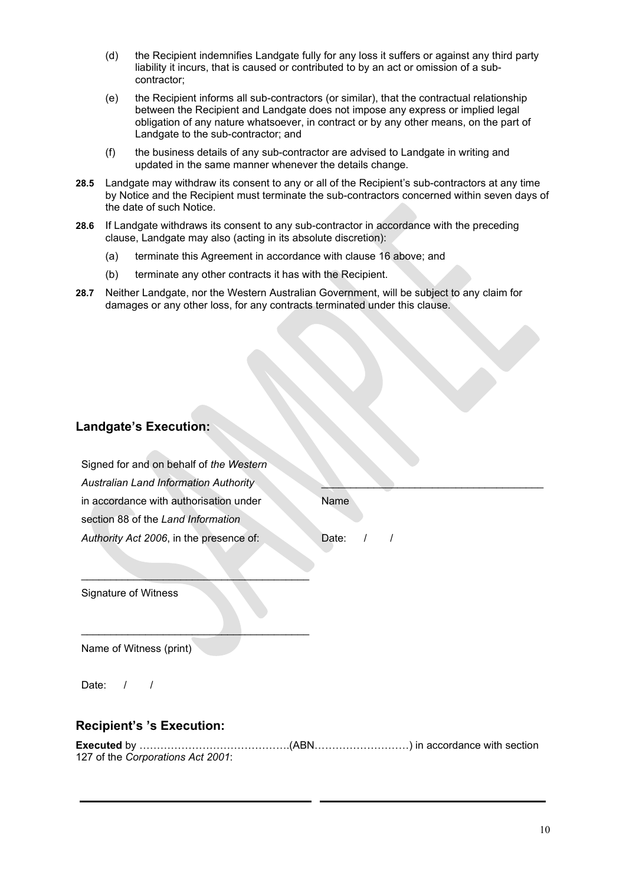(d) the Recipient indemnifies Landgate fully for any loss it suffers or against any third party liability it incurs, that is caused or contributed to by an act or omission of a sub-contractor;

(e) the Recipient informs all sub-contractors (or similar), that the contractual relationship between the Recipient and Landgate does not impose any express or implied legal obligation of any nature whatsoever, in contract or by any other means, on the part of Landgate to the sub-contractor; and

(f) the business details of any sub-contractor are advised to Landgate in writing and updated in the same manner whenever the details change.

**28.5** Landgate may withdraw its consent to any or all of the Recipient's sub-contractors at any time by Notice and the Recipient must terminate the sub-contractors concerned within seven days of the date of such Notice.

**28.6** If Landgate withdraws its consent to any sub-contractor in accordance with the preceding clause, Landgate may also (acting in its absolute discretion):

(a) terminate this Agreement in accordance with clause 16 above; and

(b) terminate any other contracts it has with the Recipient.

**28.7** Neither Landgate, nor the Western Australian Government, will be subject to any claim for damages or any other loss, for any contracts terminated under this clause.

## Landgate's Execution:

Signed for and on behalf of *the Western Australian Land Information Authority* in accordance with authorisation under section 88 of the *Land Information Authority Act 2006*, in the presence of:

______________________________________
Name

Date: / /

______________________________________
Signature of Witness

______________________________________
Name of Witness (print)

Date: / /

## Recipient's 's Execution:

**Executed** by …………………………………….(ABN………………………) in accordance with section 127 of the *Corporations Act 2001*:

______________________________________ ______________________________________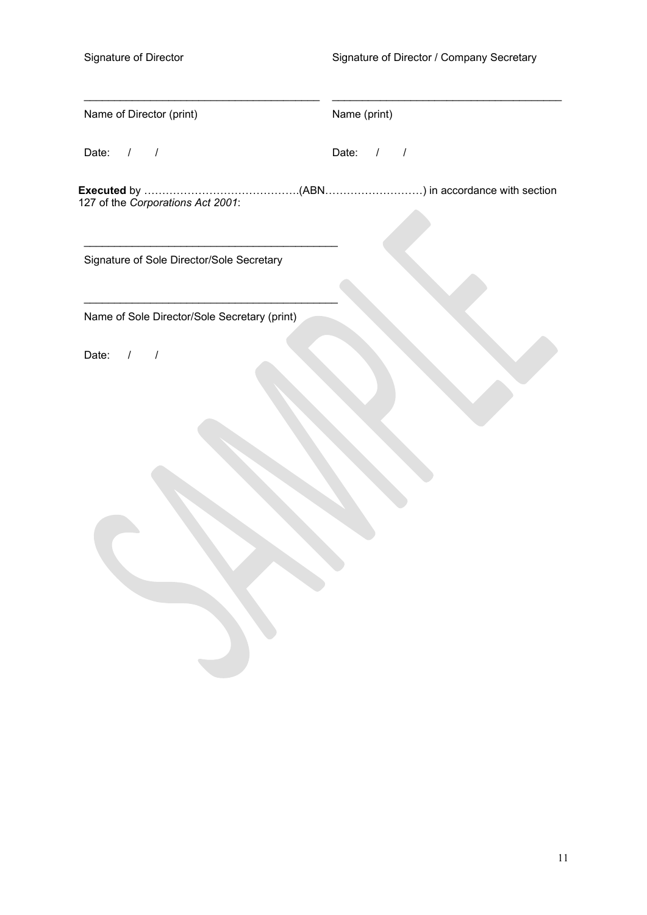| Signature of Director | Signature of Director / Company Secretary |
|---|---|
| \_\_\_\_\_\_\_\_\_\_\_\_\_\_\_\_\_\_\_\_\_\_\_\_\_\_\_\_\_\_\_\_\_\_\_\_\_\_\_\_ | \_\_\_\_\_\_\_\_\_\_\_\_\_\_\_\_\_\_\_\_\_\_\_\_\_\_\_\_\_\_\_\_\_\_\_\_\_\_\_\_ |
| Name of Director (print) | Name (print) |
| Date: / / | Date: / / |

**Executed** by …………………………………….(ABN………………………) in accordance with section 127 of the *Corporations Act 2001*:

\_\_\_\_\_\_\_\_\_\_\_\_\_\_\_\_\_\_\_\_\_\_\_\_\_\_\_\_\_\_\_\_\_\_\_\_\_\_\_\_\_\_

Signature of Sole Director/Sole Secretary

\_\_\_\_\_\_\_\_\_\_\_\_\_\_\_\_\_\_\_\_\_\_\_\_\_\_\_\_\_\_\_\_\_\_\_\_\_\_\_\_\_\_

Name of Sole Director/Sole Secretary (print)

Date: / /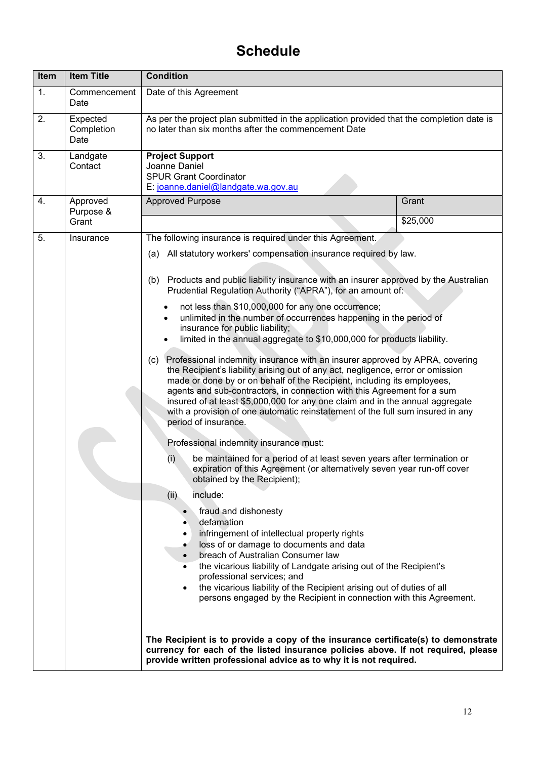# Schedule

| Item | Item Title | Condition | |
|---|---|---|---|
| 1. | Commencement Date | Date of this Agreement | |
| 2. | Expected Completion Date | As per the project plan submitted in the application provided that the completion date is no later than six months after the commencement Date | |
| 3. | Landgate Contact | **Project Support**<br>Joanne Daniel<br>SPUR Grant Coordinator<br>E: joanne.daniel@landgate.wa.gov.au | |
| 4. | Approved Purpose & Grant | Approved Purpose | Grant |
| | | | $25,000 |
| 5. | Insurance | The following insurance is required under this Agreement.<br>(a) All statutory workers' compensation insurance required by law.<br>(b) Products and public liability insurance with an insurer approved by the Australian Prudential Regulation Authority ("APRA"), for an amount of:<br>• not less than $10,000,000 for any one occurrence;<br>• unlimited in the number of occurrences happening in the period of insurance for public liability;<br>• limited in the annual aggregate to $10,000,000 for products liability.<br>(c) Professional indemnity insurance with an insurer approved by APRA, covering the Recipient's liability arising out of any act, negligence, error or omission made or done by or on behalf of the Recipient, including its employees, agents and sub-contractors, in connection with this Agreement for a sum insured of at least $5,000,000 for any one claim and in the annual aggregate with a provision of one automatic reinstatement of the full sum insured in any period of insurance.<br>Professional indemnity insurance must:<br>(i) be maintained for a period of at least seven years after termination or expiration of this Agreement (or alternatively seven year run-off cover obtained by the Recipient);<br>(ii) include:<br>• fraud and dishonesty<br>• defamation<br>• infringement of intellectual property rights<br>• loss of or damage to documents and data<br>• breach of Australian Consumer law<br>• the vicarious liability of Landgate arising out of the Recipient's professional services; and<br>• the vicarious liability of the Recipient arising out of duties of all persons engaged by the Recipient in connection with this Agreement.<br>**The Recipient is to provide a copy of the insurance certificate(s) to demonstrate currency for each of the listed insurance policies above. If not required, please provide written professional advice as to why it is not required.** | |